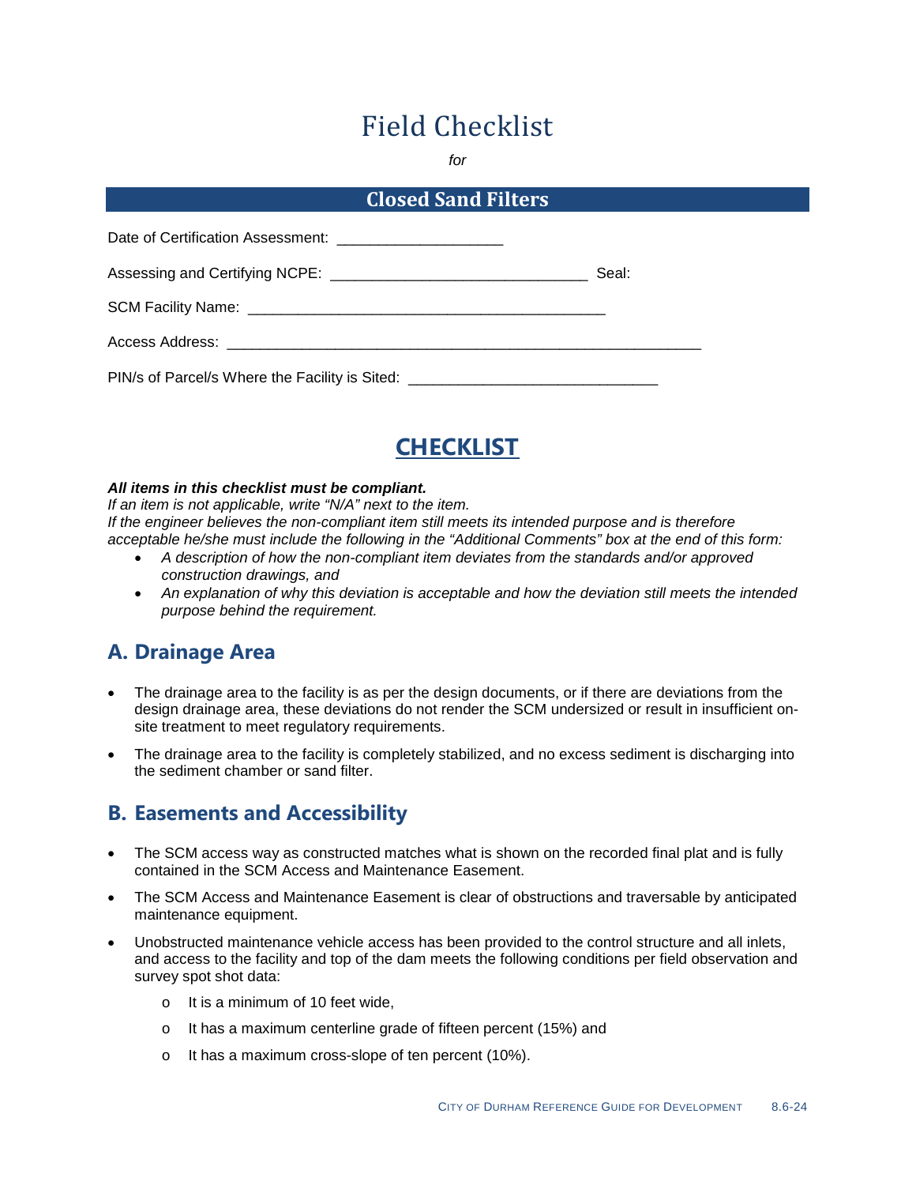# Field Checklist

*for*

## Closed Sand Filters

Date of Certification Assessment: ____________________

Assessing and Certifying NCPE: _______________________________ Seal:

SCM Facility Name: ___________________________________________

Access Address: _________________________________________________________

PIN/s of Parcel/s Where the Facility is Sited: _____________________________

## CHECKLIST

***All items in this checklist must be compliant.***
*If an item is not applicable, write "N/A" next to the item.*
*If the engineer believes the non-compliant item still meets its intended purpose and is therefore acceptable he/she must include the following in the "Additional Comments" box at the end of this form:*

- *A description of how the non-compliant item deviates from the standards and/or approved construction drawings, and*
- *An explanation of why this deviation is acceptable and how the deviation still meets the intended purpose behind the requirement.*

## A. Drainage Area

- The drainage area to the facility is as per the design documents, or if there are deviations from the design drainage area, these deviations do not render the SCM undersized or result in insufficient on-site treatment to meet regulatory requirements.
- The drainage area to the facility is completely stabilized, and no excess sediment is discharging into the sediment chamber or sand filter.

## B. Easements and Accessibility

- The SCM access way as constructed matches what is shown on the recorded final plat and is fully contained in the SCM Access and Maintenance Easement.
- The SCM Access and Maintenance Easement is clear of obstructions and traversable by anticipated maintenance equipment.
- Unobstructed maintenance vehicle access has been provided to the control structure and all inlets, and access to the facility and top of the dam meets the following conditions per field observation and survey spot shot data:
  - It is a minimum of 10 feet wide,
  - It has a maximum centerline grade of fifteen percent (15%) and
  - It has a maximum cross-slope of ten percent (10%).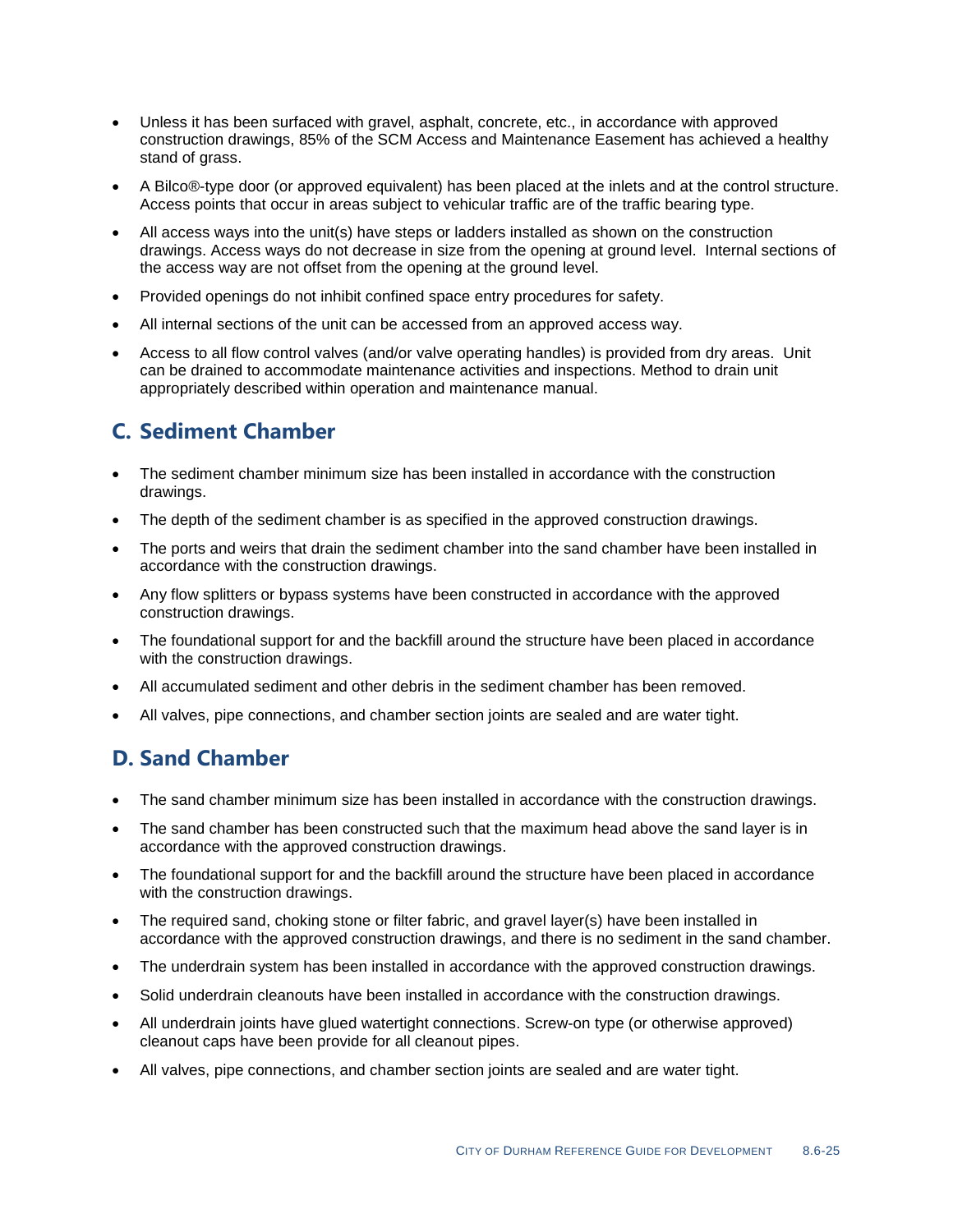- Unless it has been surfaced with gravel, asphalt, concrete, etc., in accordance with approved construction drawings, 85% of the SCM Access and Maintenance Easement has achieved a healthy stand of grass.
- A Bilco®-type door (or approved equivalent) has been placed at the inlets and at the control structure. Access points that occur in areas subject to vehicular traffic are of the traffic bearing type.
- All access ways into the unit(s) have steps or ladders installed as shown on the construction drawings. Access ways do not decrease in size from the opening at ground level. Internal sections of the access way are not offset from the opening at the ground level.
- Provided openings do not inhibit confined space entry procedures for safety.
- All internal sections of the unit can be accessed from an approved access way.
- Access to all flow control valves (and/or valve operating handles) is provided from dry areas. Unit can be drained to accommodate maintenance activities and inspections. Method to drain unit appropriately described within operation and maintenance manual.

## C. Sediment Chamber

- The sediment chamber minimum size has been installed in accordance with the construction drawings.
- The depth of the sediment chamber is as specified in the approved construction drawings.
- The ports and weirs that drain the sediment chamber into the sand chamber have been installed in accordance with the construction drawings.
- Any flow splitters or bypass systems have been constructed in accordance with the approved construction drawings.
- The foundational support for and the backfill around the structure have been placed in accordance with the construction drawings.
- All accumulated sediment and other debris in the sediment chamber has been removed.
- All valves, pipe connections, and chamber section joints are sealed and are water tight.

## D. Sand Chamber

- The sand chamber minimum size has been installed in accordance with the construction drawings.
- The sand chamber has been constructed such that the maximum head above the sand layer is in accordance with the approved construction drawings.
- The foundational support for and the backfill around the structure have been placed in accordance with the construction drawings.
- The required sand, choking stone or filter fabric, and gravel layer(s) have been installed in accordance with the approved construction drawings, and there is no sediment in the sand chamber.
- The underdrain system has been installed in accordance with the approved construction drawings.
- Solid underdrain cleanouts have been installed in accordance with the construction drawings.
- All underdrain joints have glued watertight connections. Screw-on type (or otherwise approved) cleanout caps have been provide for all cleanout pipes.
- All valves, pipe connections, and chamber section joints are sealed and are water tight.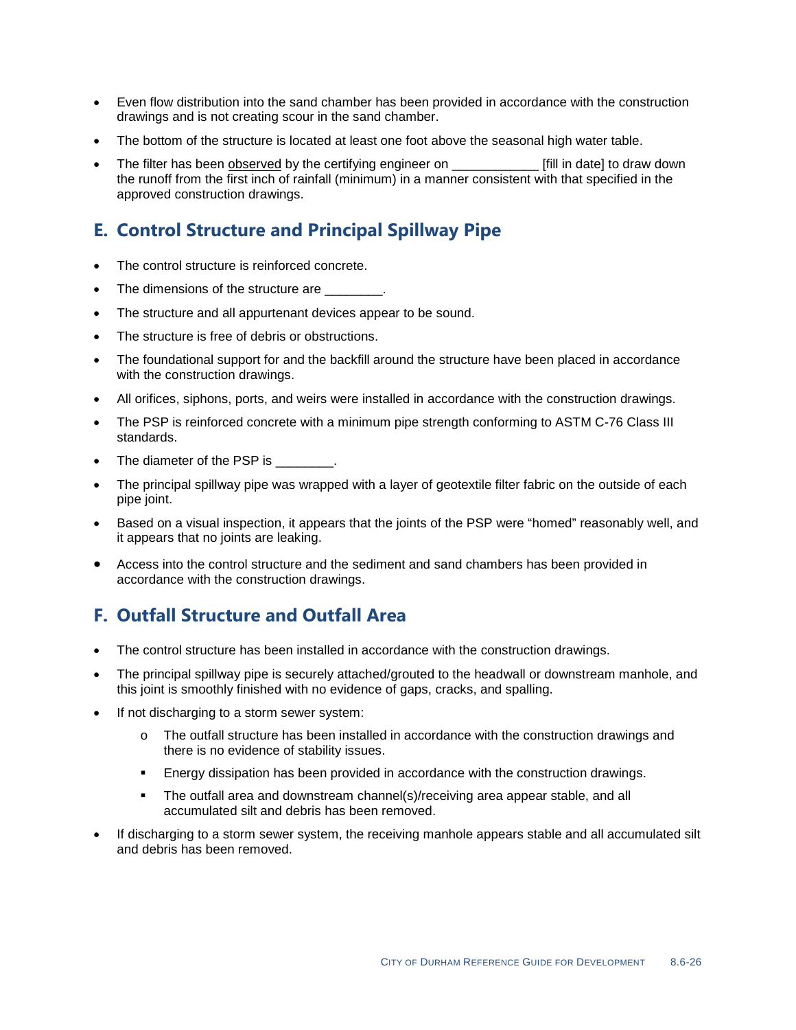- Even flow distribution into the sand chamber has been provided in accordance with the construction drawings and is not creating scour in the sand chamber.
- The bottom of the structure is located at least one foot above the seasonal high water table.
- The filter has been observed by the certifying engineer on ____________ [fill in date] to draw down the runoff from the first inch of rainfall (minimum) in a manner consistent with that specified in the approved construction drawings.

## E. Control Structure and Principal Spillway Pipe

- The control structure is reinforced concrete.
- The dimensions of the structure are ________.
- The structure and all appurtenant devices appear to be sound.
- The structure is free of debris or obstructions.
- The foundational support for and the backfill around the structure have been placed in accordance with the construction drawings.
- All orifices, siphons, ports, and weirs were installed in accordance with the construction drawings.
- The PSP is reinforced concrete with a minimum pipe strength conforming to ASTM C-76 Class III standards.
- The diameter of the PSP is ________.
- The principal spillway pipe was wrapped with a layer of geotextile filter fabric on the outside of each pipe joint.
- Based on a visual inspection, it appears that the joints of the PSP were "homed" reasonably well, and it appears that no joints are leaking.
- Access into the control structure and the sediment and sand chambers has been provided in accordance with the construction drawings.

## F. Outfall Structure and Outfall Area

- The control structure has been installed in accordance with the construction drawings.
- The principal spillway pipe is securely attached/grouted to the headwall or downstream manhole, and this joint is smoothly finished with no evidence of gaps, cracks, and spalling.
- If not discharging to a storm sewer system:
  - The outfall structure has been installed in accordance with the construction drawings and there is no evidence of stability issues.
  - Energy dissipation has been provided in accordance with the construction drawings.
  - The outfall area and downstream channel(s)/receiving area appear stable, and all accumulated silt and debris has been removed.
- If discharging to a storm sewer system, the receiving manhole appears stable and all accumulated silt and debris has been removed.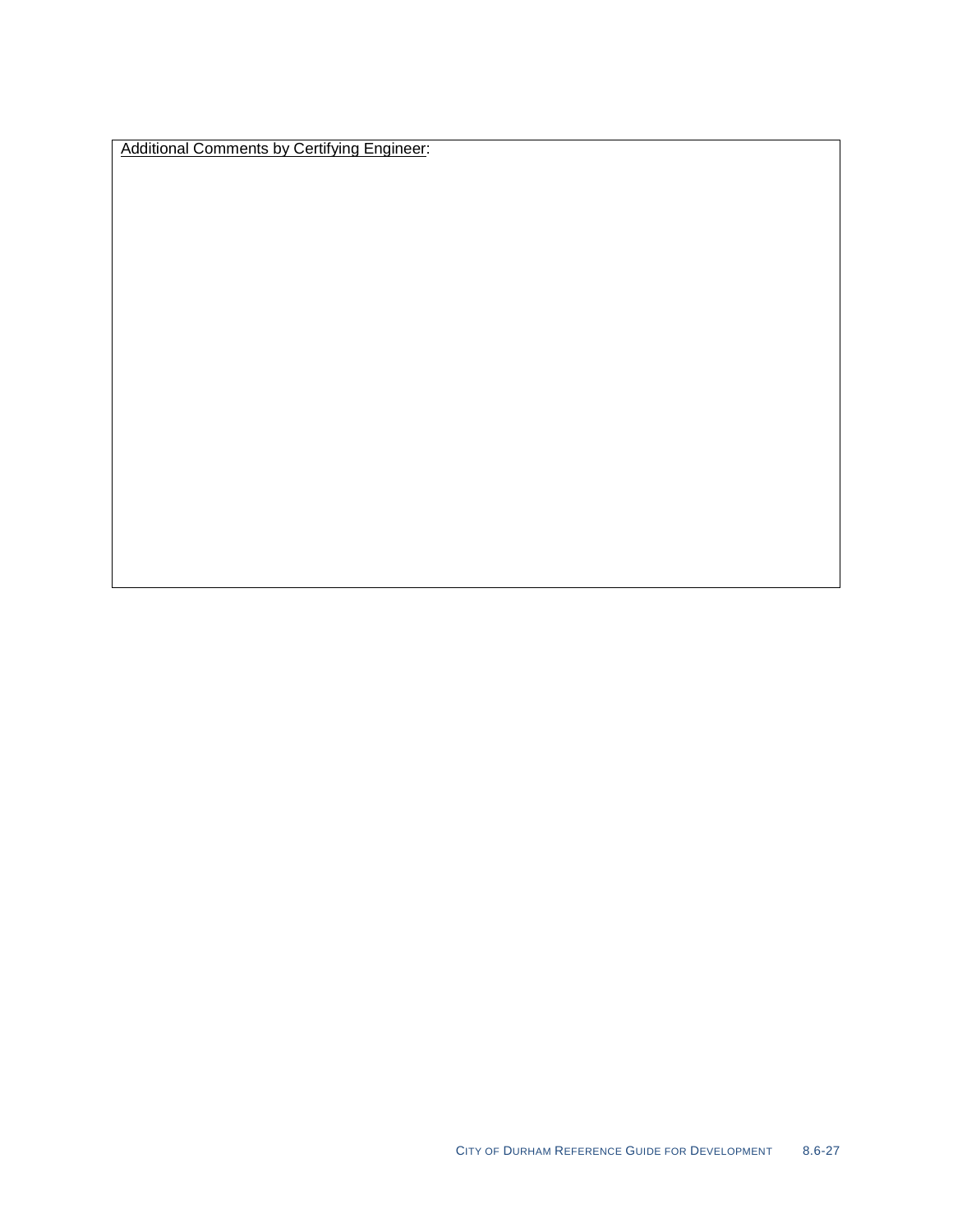Additional Comments by Certifying Engineer: